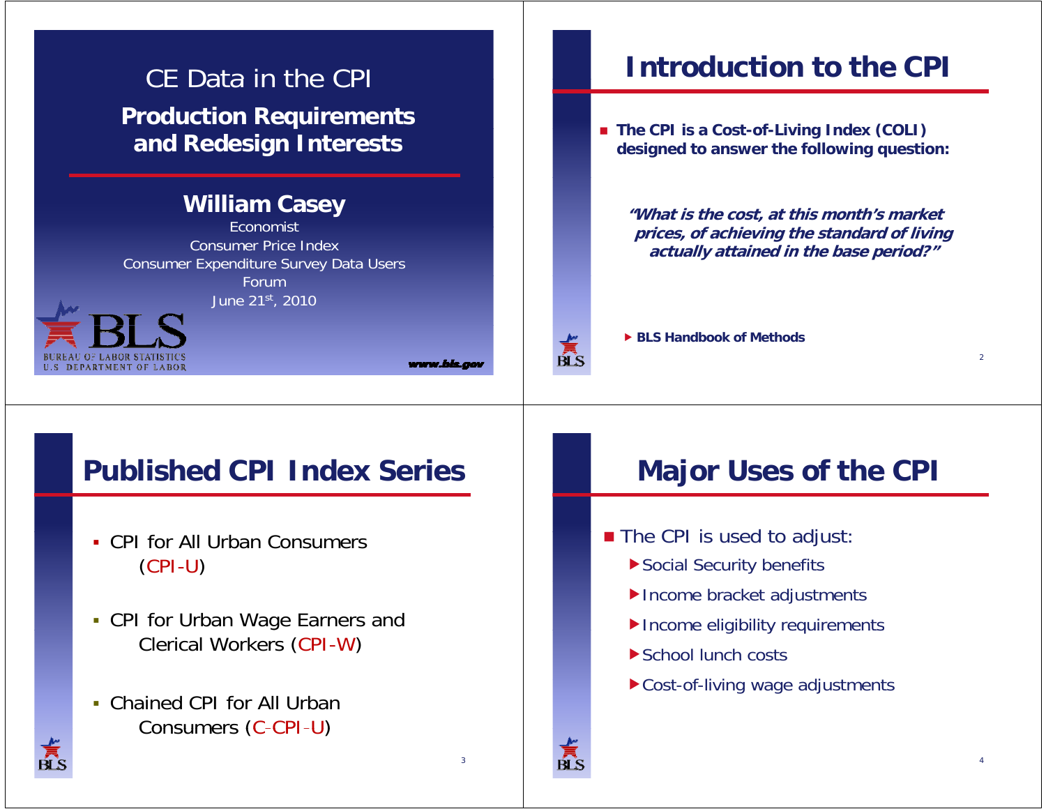# CE Data in the CPI

## Production Requirements and Redesign Interests

**William Casey**

Economist
Consumer Price Index
Consumer Expenditure Survey Data Users Forum
June 21st, 2010

BLS
BUREAU OF LABOR STATISTICS
U.S. DEPARTMENT OF LABOR

www.bls.gov

## Introduction to the CPI

- **The CPI is a Cost-of-Living Index (COLI) designed to answer the following question:**

***"What is the cost, at this month's market prices, of achieving the standard of living actually attained in the base period?"***

- **BLS Handbook of Methods**

## Published CPI Index Series

- CPI for All Urban Consumers (CPI-U)
- CPI for Urban Wage Earners and Clerical Workers (CPI-W)
- Chained CPI for All Urban Consumers (C-CPI-U)

## Major Uses of the CPI

- The CPI is used to adjust:
  - Social Security benefits
  - Income bracket adjustments
  - Income eligibility requirements
  - School lunch costs
  - Cost-of-living wage adjustments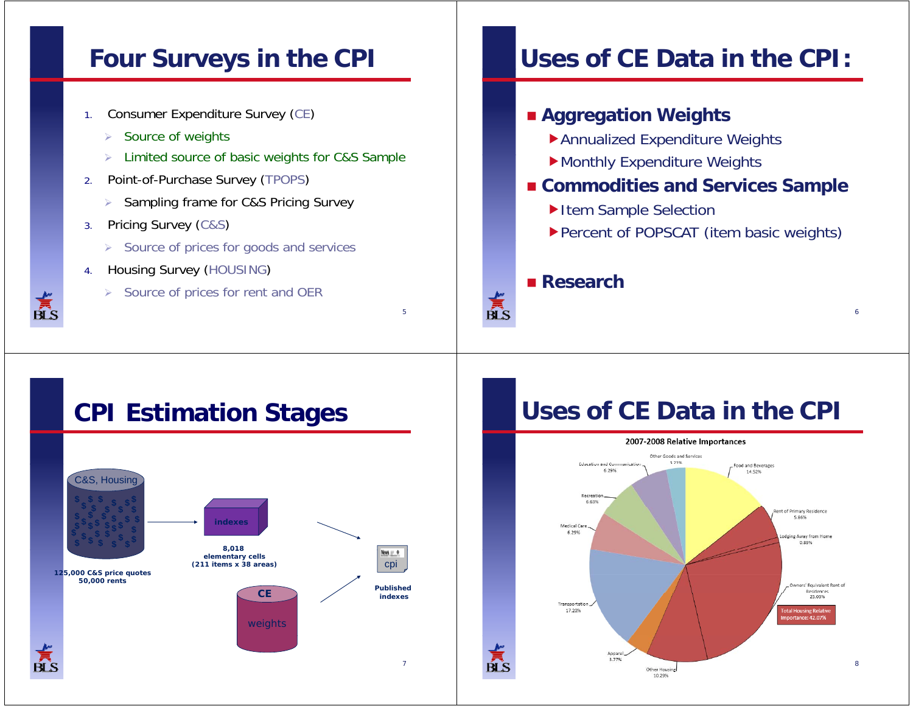# Four Surveys in the CPI

1. Consumer Expenditure Survey (CE)
   - Source of weights
   - Limited source of basic weights for C&S Sample
2. Point-of-Purchase Survey (TPOPS)
   - Sampling frame for C&S Pricing Survey
3. Pricing Survey (C&S)
   - Source of prices for goods and services
4. Housing Survey (HOUSING)
   - Source of prices for rent and OER

# Uses of CE Data in the CPI:

- **Aggregation Weights**
  - Annualized Expenditure Weights
  - Monthly Expenditure Weights
- **Commodities and Services Sample**
  - Item Sample Selection
  - Percent of POPSCAT (item basic weights)
- **Research**

# CPI Estimation Stages

C&S, Housing

125,000 C&S price quotes
50,000 rents

indexes

8,018 elementary cells
(211 items x 38 areas)

CE
weights

cpi

Published indexes

# Uses of CE Data in the CPI

2007-2008 Relative Importances

| Category | Relative Importance |
|---|---|
| Food and Beverages | 14.52% |
| Rent of Primary Residence | 5.86% |
| Lodging Away from Home | 0.89% |
| Owners' Equivalent Rent of Residences | 25.03% |
| Other Housing | 10.29% |
| Apparel | 3.77% |
| Transportation | 17.20% |
| Medical Care | 6.29% |
| Recreation | 6.63% |
| Education and Communication | 6.29% |
| Other Goods and Services | 3.23% |

Total Housing Relative Importance: 42.07%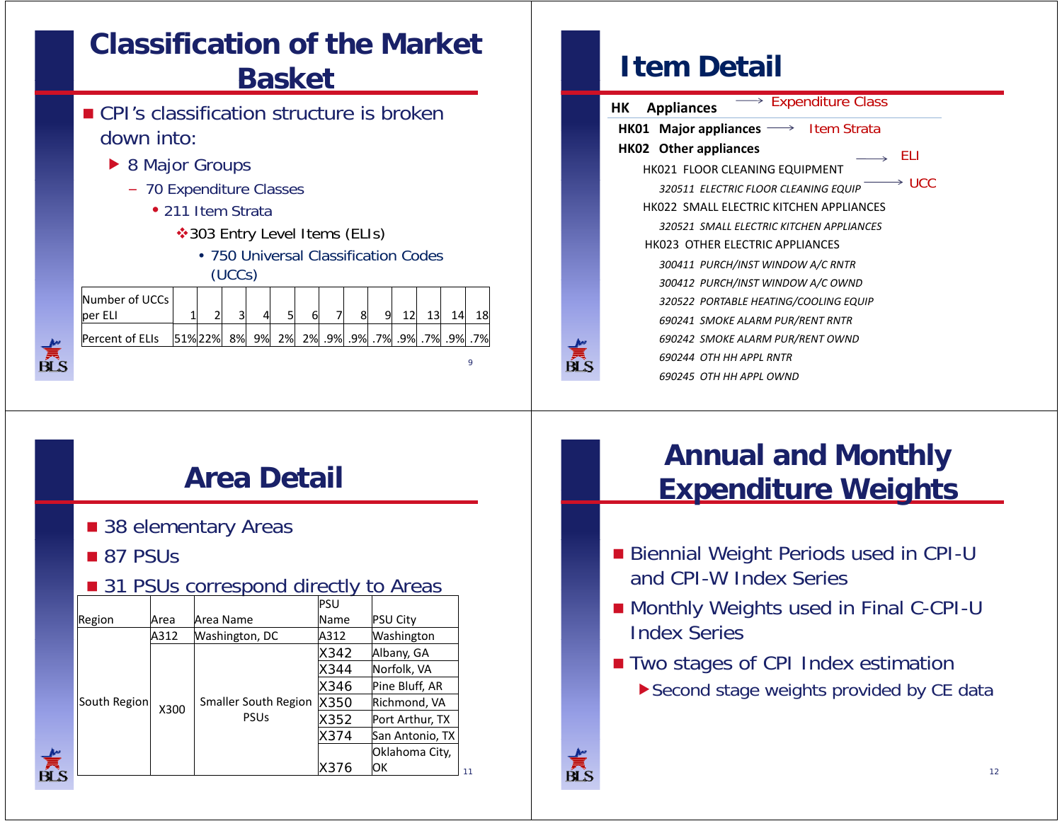# Classification of the Market Basket

- CPI's classification structure is broken down into:
  - 8 Major Groups
    - 70 Expenditure Classes
      - 211 Item Strata
        - 303 Entry Level Items (ELIs)
          - 750 Universal Classification Codes (UCCs)

| Number of UCCs per ELI | 1 | 2 | 3 | 4 | 5 | 6 | 7 | 8 | 9 | 12 | 13 | 14 | 18 |
|---|---|---|---|---|---|---|---|---|---|---|---|---|---|
| Percent of ELIs | 51% | 22% | 8% | 9% | 2% | 2% | .9% | .9% | .7% | .9% | .7% | .9% | .7% |

# Item Detail

**HK Appliances** → Expenditure Class

**HK01 Major appliances** → Item Strata

**HK02 Other appliances**

HK021 FLOOR CLEANING EQUIPMENT → ELI

*320511 ELECTRIC FLOOR CLEANING EQUIP* → UCC

HK022 SMALL ELECTRIC KITCHEN APPLIANCES

*320521 SMALL ELECTRIC KITCHEN APPLIANCES*

HK023 OTHER ELECTRIC APPLIANCES

*300411 PURCH/INST WINDOW A/C RNTR*

*300412 PURCH/INST WINDOW A/C OWND*

*320522 PORTABLE HEATING/COOLING EQUIP*

*690241 SMOKE ALARM PUR/RENT RNTR*

*690242 SMOKE ALARM PUR/RENT OWND*

*690244 OTH HH APPL RNTR*

*690245 OTH HH APPL OWND*

# Area Detail

- 38 elementary Areas
- 87 PSUs
- 31 PSUs correspond directly to Areas

| Region | Area | Area Name | PSU Name | PSU City |
|---|---|---|---|---|
| South Region | A312 | Washington, DC | A312 | Washington |
| | X300 | Smaller South Region PSUs | X342 | Albany, GA |
| | | | X344 | Norfolk, VA |
| | | | X346 | Pine Bluff, AR |
| | | | X350 | Richmond, VA |
| | | | X352 | Port Arthur, TX |
| | | | X374 | San Antonio, TX |
| | | | X376 | Oklahoma City, OK |

# Annual and Monthly Expenditure Weights

- Biennial Weight Periods used in CPI-U and CPI-W Index Series
- Monthly Weights used in Final C-CPI-U Index Series
- Two stages of CPI Index estimation
  - Second stage weights provided by CE data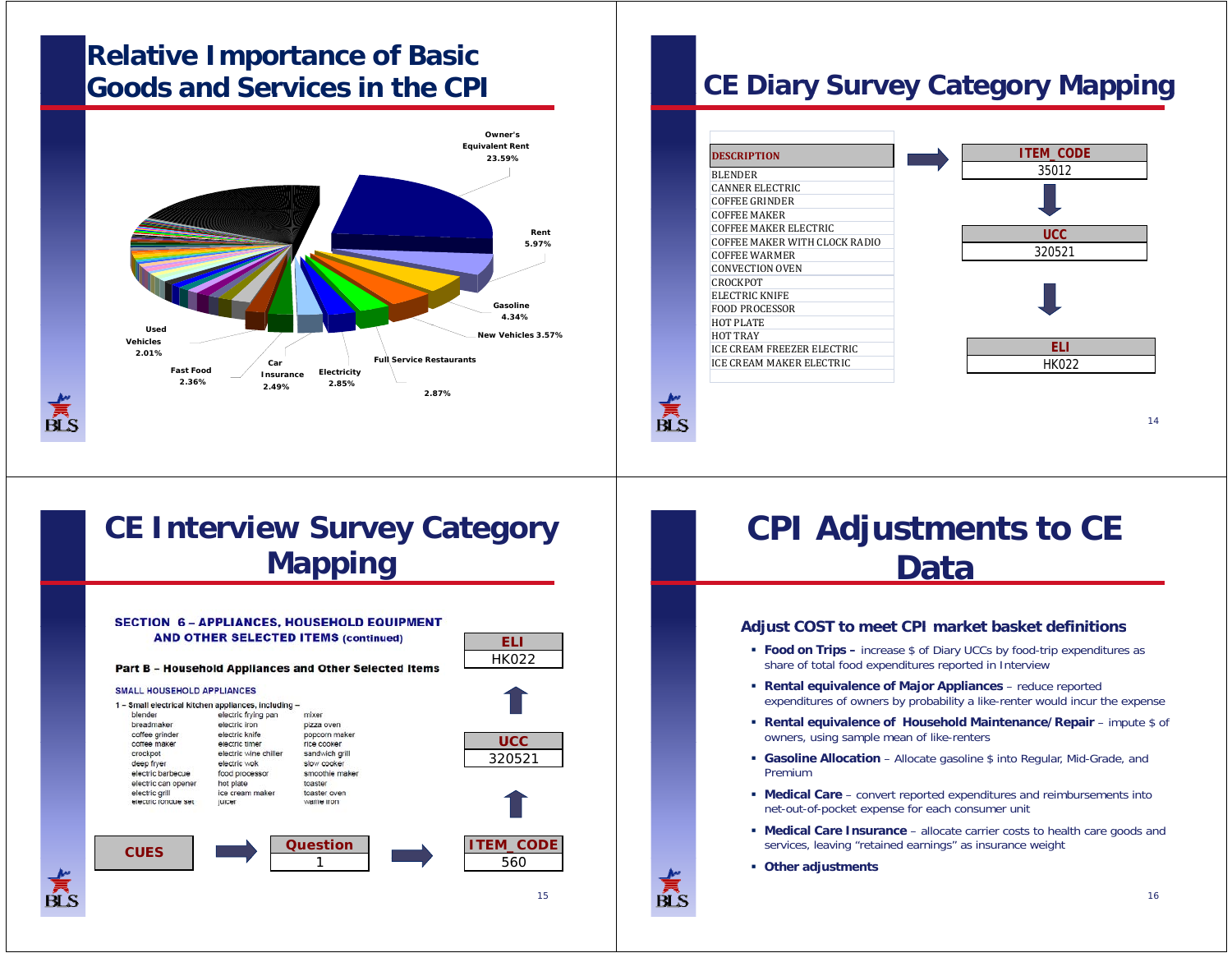# Relative Importance of Basic Goods and Services in the CPI

Owner's Equivalent Rent 23.59%

Rent 5.97%

Gasoline 4.34%

New Vehicles 3.57%

Full Service Restaurants 2.87%

Electricity 2.85%

Car Insurance 2.49%

Fast Food 2.36%

Used Vehicles 2.01%

# CE Diary Survey Category Mapping

| DESCRIPTION |
|---|
| BLENDER |
| CANNER ELECTRIC |
| COFFEE GRINDER |
| COFFEE MAKER |
| COFFEE MAKER ELECTRIC |
| COFFEE MAKER WITH CLOCK RADIO |
| COFFEE WARMER |
| CONVECTION OVEN |
| CROCKPOT |
| ELECTRIC KNIFE |
| FOOD PROCESSOR |
| HOT PLATE |
| HOT TRAY |
| ICE CREAM FREEZER ELECTRIC |
| ICE CREAM MAKER ELECTRIC |

→ ITEM_CODE: 35012 → UCC: 320521 → ELI: HK022

# CE Interview Survey Category Mapping

**SECTION 6 – APPLIANCES, HOUSEHOLD EQUIPMENT AND OTHER SELECTED ITEMS (continued)**

**Part B – Household Appliances and Other Selected Items**

SMALL HOUSEHOLD APPLIANCES

1 – Small electrical kitchen appliances, including –

| | | |
|---|---|---|
| blender | electric frying pan | mixer |
| breadmaker | electric iron | pizza oven |
| coffee grinder | electric knife | popcorn maker |
| coffee maker | electric timer | rice cooker |
| crockpot | electric wine chiller | sandwich grill |
| deep fryer | electric wok | slow cooker |
| electric barbecue | food processor | smoothie maker |
| electric can opener | hot plate | toaster |
| electric grill | ice cream maker | toaster oven |
| electric fondue set | juicer | waffle iron |

CUES → Question: 1 → ITEM_CODE: 560 → UCC: 320521 → ELI: HK022

# CPI Adjustments to CE Data

## Adjust COST to meet CPI market basket definitions

- **Food on Trips –** increase $ of Diary UCCs by food-trip expenditures as share of total food expenditures reported in Interview
- **Rental equivalence of Major Appliances** – reduce reported expenditures of owners by probability a like-renter would incur the expense
- **Rental equivalence of Household Maintenance/Repair** – impute $ of owners, using sample mean of like-renters
- **Gasoline Allocation** – Allocate gasoline $ into Regular, Mid-Grade, and Premium
- **Medical Care** – convert reported expenditures and reimbursements into net-out-of-pocket expense for each consumer unit
- **Medical Care Insurance** – allocate carrier costs to health care goods and services, leaving "retained earnings" as insurance weight
- **Other adjustments**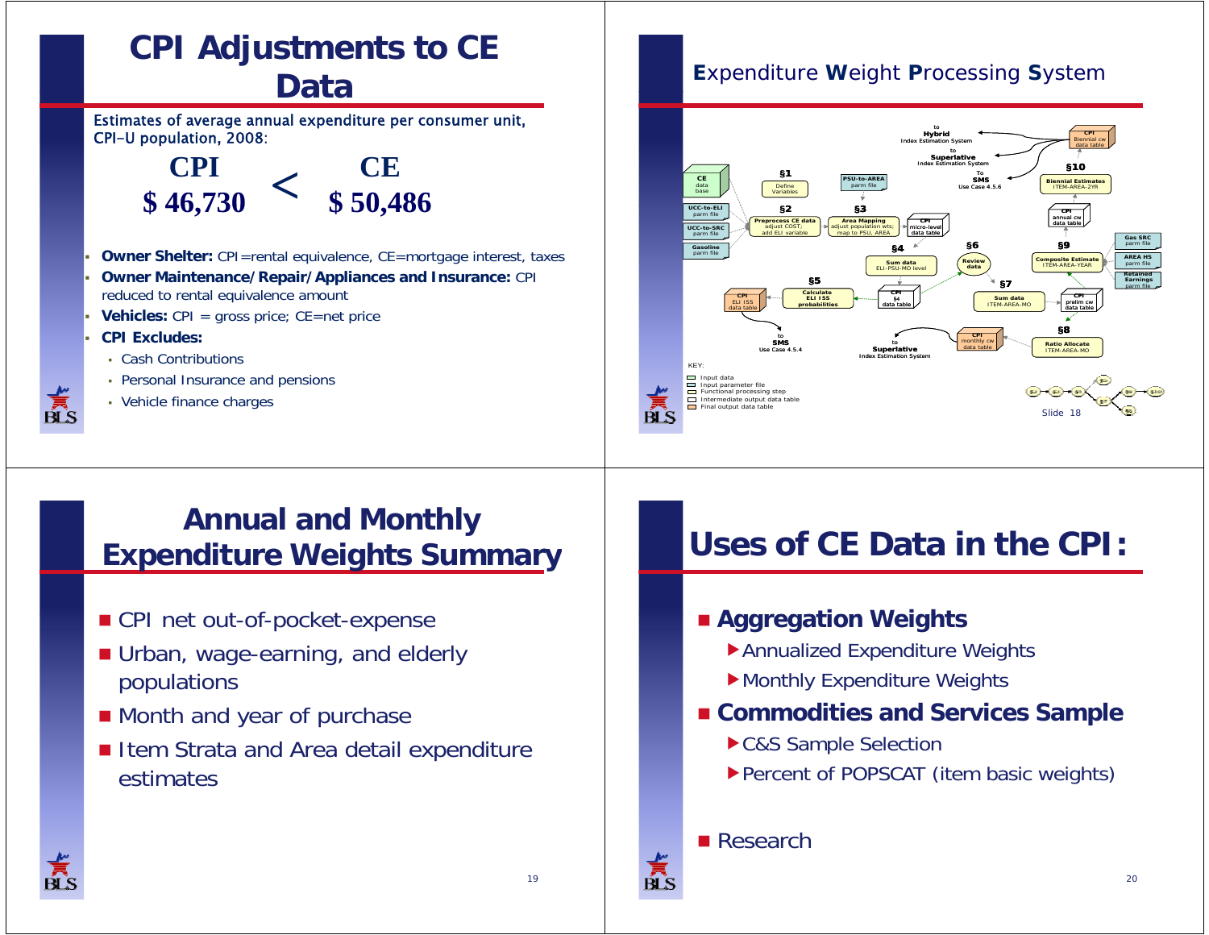# CPI Adjustments to CE Data

Estimates of average annual expenditure per consumer unit, CPI-U population, 2008:

**CPI $ 46,730 < CE $ 50,486**

- **Owner Shelter:** CPI=rental equivalence, CE=mortgage interest, taxes
- **Owner Maintenance/Repair/Appliances and Insurance:** CPI reduced to rental equivalence amount
- **Vehicles:** CPI = gross price; CE=net price
- **CPI Excludes:**
  - Cash Contributions
  - Personal Insurance and pensions
  - Vehicle finance charges

# Expenditure Weight Processing System

- **CE data base**, **UCC-to-ELI parm file**, **UCC-to-SRC parm file**, **Gasoline parm file**
- **§1** Define Variables
- **§2** Preprocess CE data — adjust COST; add ELI variable
- **PSU-to-AREA parm file**
- **§3** Area Mapping — adjust population wts; map to PSU, AREA
- **CPI micro-level data table**
- **§4** Sum data — ELI-PSU-MO level
- **CPI §4 data table**
- **§5** Calculate ELI ISS probabilities
- **CPI ELI ISS data table** → to **SMS** Use Case 4.5.4
- **§6** Review data
- **§7** Sum data — ITEM-AREA-MO
- **CPI prelim cw data table**
- **§8** Ratio Allocate — ITEM-AREA-MO
- **CPI monthly cw data table** → to **Superlative** Index Estimation System
- **§9** Composite Estimate — ITEM-AREA-YEAR
- **Gas SRC parm file**, **AREA HS parm file**, **Retained Earnings parm file**
- **CPI annual cw data table**
- **§10** Biennial Estimates — ITEM-AREA-2YR
- **CPI Biennial cw data table** → to **Hybrid** Index Estimation System; to **Superlative** Index Estimation System; To **SMS** Use Case 4.5.6

KEY:
- Input data
- Input parameter file
- Functional processing step
- Intermediate output data table
- Final output data table

# Annual and Monthly Expenditure Weights Summary

- CPI net out-of-pocket-expense
- Urban, wage-earning, and elderly populations
- Month and year of purchase
- Item Strata and Area detail expenditure estimates

# Uses of CE Data in the CPI:

- **Aggregation Weights**
  - Annualized Expenditure Weights
  - Monthly Expenditure Weights
- **Commodities and Services Sample**
  - C&S Sample Selection
  - Percent of POPSCAT (item basic weights)
- Research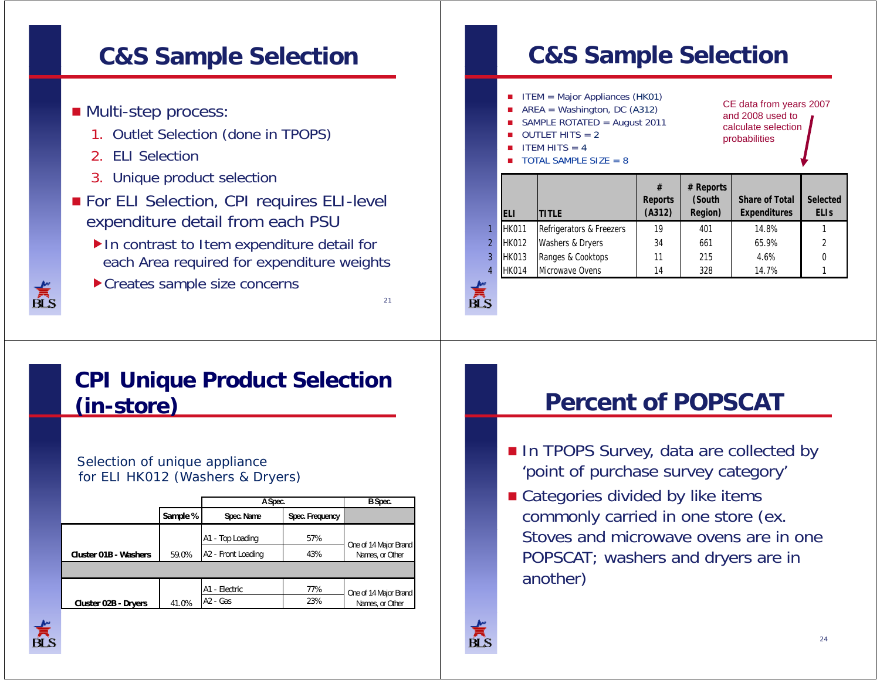## C&S Sample Selection

- Multi-step process:
  1. Outlet Selection (done in TPOPS)
  2. ELI Selection
  3. Unique product selection
- For ELI Selection, CPI requires ELI-level expenditure detail from each PSU
  - In contrast to Item expenditure detail for each Area required for expenditure weights
  - Creates sample size concerns

## C&S Sample Selection

- ITEM = Major Appliances (HK01)
- AREA = Washington, DC (A312)
- SAMPLE ROTATED = August 2011
- OUTLET HITS = 2
- ITEM HITS = 4
- TOTAL SAMPLE SIZE = 8

CE data from years 2007 and 2008 used to calculate selection probabilities

| | ELI | TITLE | # Reports (A312) | # Reports (South Region) | Share of Total Expenditures | Selected ELIs |
|---|---|---|---|---|---|---|
| 1 | HK011 | Refrigerators & Freezers | 19 | 401 | 14.8% | 1 |
| 2 | HK012 | Washers & Dryers | 34 | 661 | 65.9% | 2 |
| 3 | HK013 | Ranges & Cooktops | 11 | 215 | 4.6% | 0 |
| 4 | HK014 | Microwave Ovens | 14 | 328 | 14.7% | 1 |

## CPI Unique Product Selection (in-store)

Selection of unique appliance for ELI HK012 (Washers & Dryers)

| | | A Spec. | | B Spec. |
|---|---|---|---|---|
| | Sample % | Spec. Name | Spec. Frequency | |
| Cluster 01B - Washers | 59.0% | A1 - Top Loading | 57% | One of 14 Major Brand Names, or Other |
| | | A2 - Front Loading | 43% | |
| Cluster 02B - Dryers | 41.0% | A1 - Electric | 77% | One of 14 Major Brand Names, or Other |
| | | A2 - Gas | 23% | |

## Percent of POPSCAT

- In TPOPS Survey, data are collected by 'point of purchase survey category'
- Categories divided by like items commonly carried in one store (ex. Stoves and microwave ovens are in one POPSCAT; washers and dryers are in another)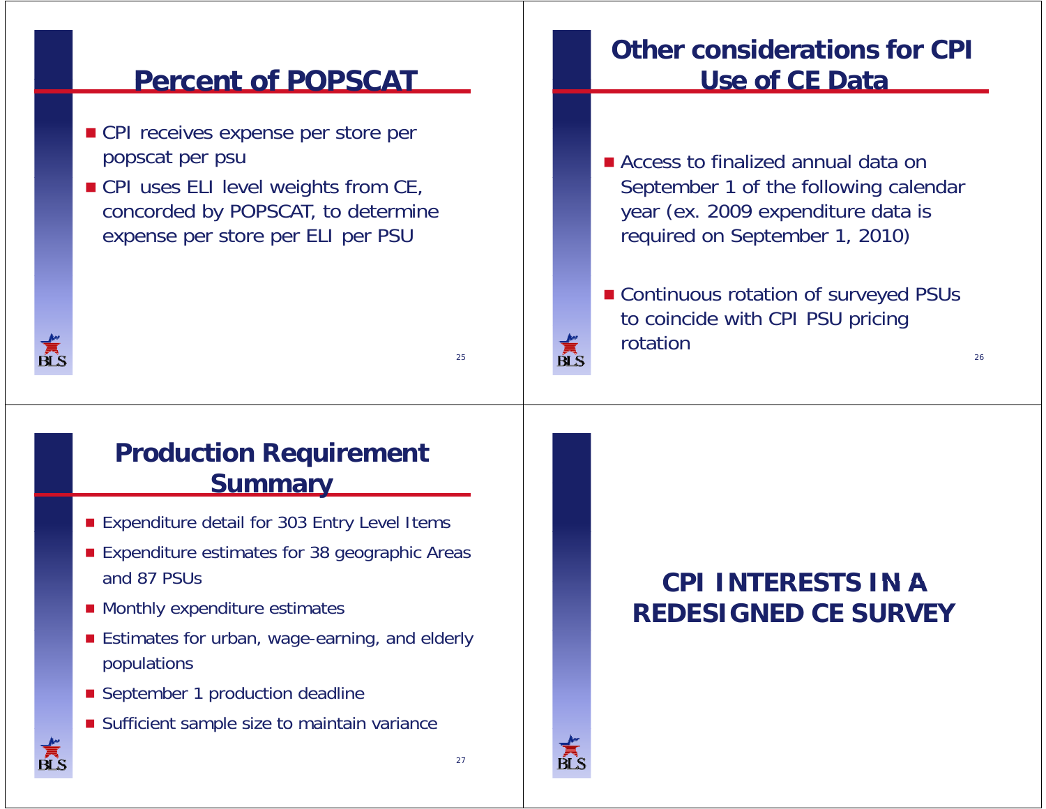## Percent of POPSCAT

- CPI receives expense per store per popscat per psu
- CPI uses ELI level weights from CE, concorded by POPSCAT, to determine expense per store per ELI per PSU

## Other considerations for CPI Use of CE Data

- Access to finalized annual data on September 1 of the following calendar year (ex. 2009 expenditure data is required on September 1, 2010)
- Continuous rotation of surveyed PSUs to coincide with CPI PSU pricing rotation

## Production Requirement Summary

- Expenditure detail for 303 Entry Level Items
- Expenditure estimates for 38 geographic Areas and 87 PSUs
- Monthly expenditure estimates
- Estimates for urban, wage-earning, and elderly populations
- September 1 production deadline
- Sufficient sample size to maintain variance

## CPI INTERESTS IN A REDESIGNED CE SURVEY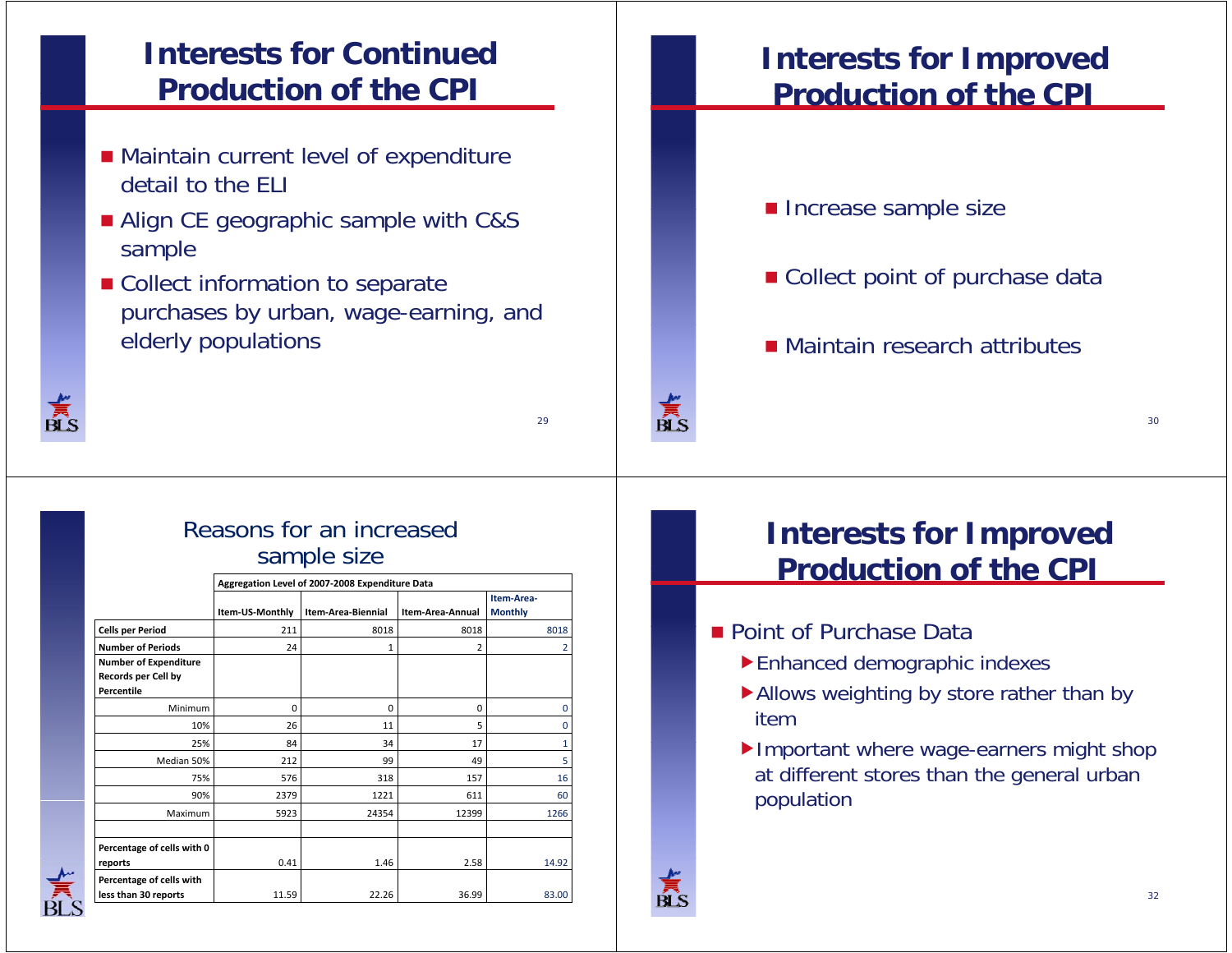# Interests for Continued Production of the CPI

- Maintain current level of expenditure detail to the ELI
- Align CE geographic sample with C&S sample
- Collect information to separate purchases by urban, wage-earning, and elderly populations

# Interests for Improved Production of the CPI

- Increase sample size
- Collect point of purchase data
- Maintain research attributes

## Reasons for an increased sample size

| | Aggregation Level of 2007-2008 Expenditure Data | | | |
|---|---|---|---|---|
| | Item-US-Monthly | Item-Area-Biennial | Item-Area-Annual | Item-Area-Monthly |
| **Cells per Period** | 211 | 8018 | 8018 | 8018 |
| **Number of Periods** | 24 | 1 | 2 | 2 |
| **Number of Expenditure Records per Cell by Percentile** | | | | |
| Minimum | 0 | 0 | 0 | 0 |
| 10% | 26 | 11 | 5 | 0 |
| 25% | 84 | 34 | 17 | 1 |
| Median 50% | 212 | 99 | 49 | 5 |
| 75% | 576 | 318 | 157 | 16 |
| 90% | 2379 | 1221 | 611 | 60 |
| Maximum | 5923 | 24354 | 12399 | 1266 |
| | | | | |
| **Percentage of cells with 0 reports** | 0.41 | 1.46 | 2.58 | 14.92 |
| **Percentage of cells with less than 30 reports** | 11.59 | 22.26 | 36.99 | 83.00 |

# Interests for Improved Production of the CPI

- Point of Purchase Data
  - Enhanced demographic indexes
  - Allows weighting by store rather than by item
  - Important where wage-earners might shop at different stores than the general urban population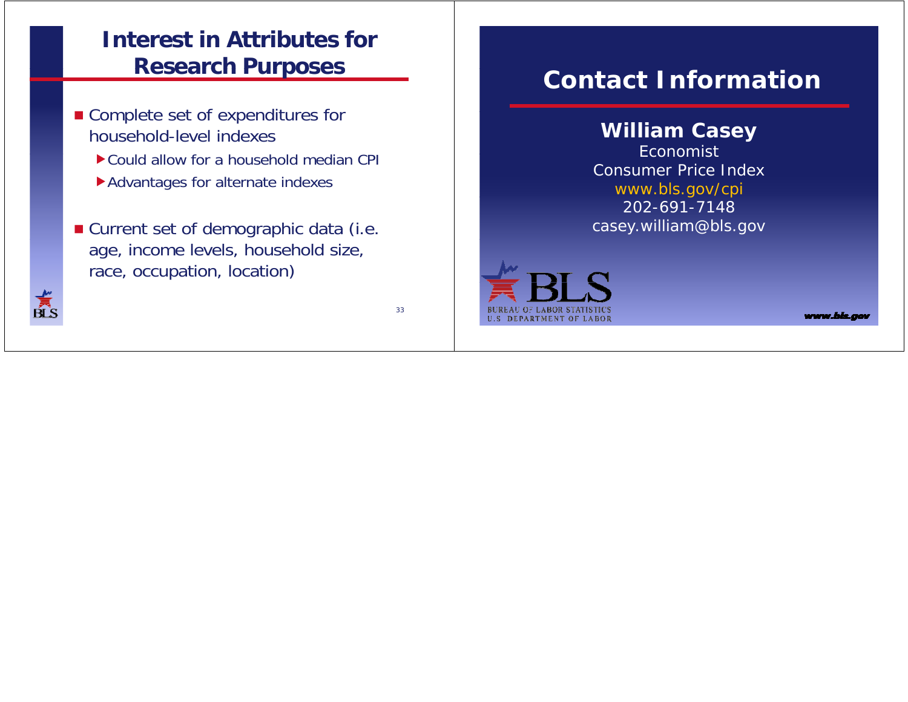## Interest in Attributes for Research Purposes

- Complete set of expenditures for household-level indexes
  - Could allow for a household median CPI
  - Advantages for alternate indexes
- Current set of demographic data (i.e. age, income levels, household size, race, occupation, location)

## Contact Information

**William Casey**

Economist

Consumer Price Index

www.bls.gov/cpi

202-691-7148

casey.william@bls.gov

BLS

BUREAU OF LABOR STATISTICS

U.S. DEPARTMENT OF LABOR

www.bls.gov